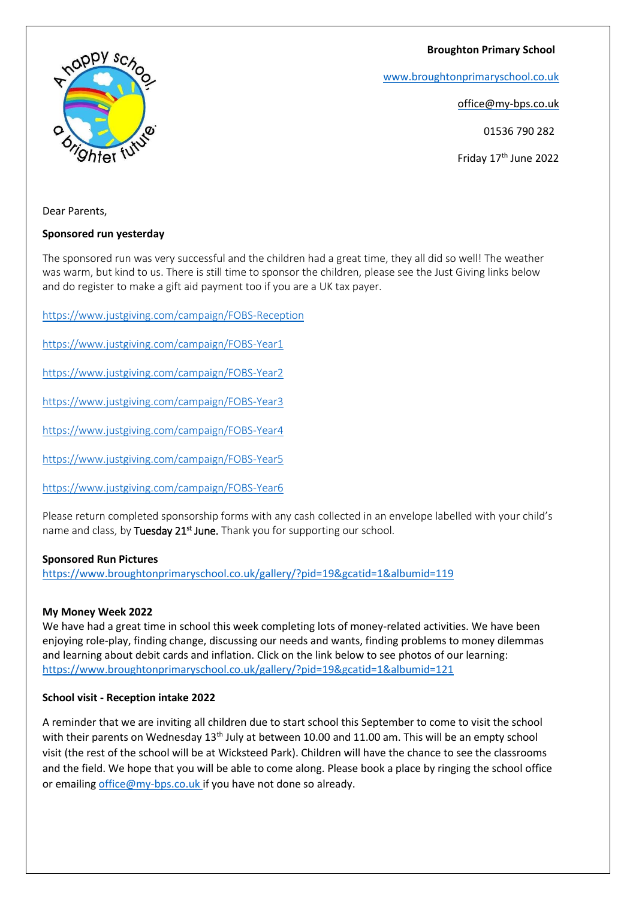**Broughton Primary School**

www.broughtonprimaryschool.co.uk

office@my-bps.co.uk

01536 790 282

Friday 17th June 2022

Dear Parents,

**Sponsored run yesterday**

The sponsored run was very successful and the children had a great time, they all did so well! The weather was warm, but kind to us. There is still time to sponsor the children, please see the Just Giving links below and do register to make a gift aid payment too if you are a UK tax payer.

https://www.justgiving.com/campaign/FOBS-Reception

https://www.justgiving.com/campaign/FOBS-Year1

https://www.justgiving.com/campaign/FOBS-Year2

https://www.justgiving.com/campaign/FOBS-Year3

https://www.justgiving.com/campaign/FOBS-Year4

https://www.justgiving.com/campaign/FOBS-Year5

https://www.justgiving.com/campaign/FOBS-Year6

Please return completed sponsorship forms with any cash collected in an envelope labelled with your child's name and class, by Tuesday 21st June. Thank you for supporting our school.

**Sponsored Run Pictures**
https://www.broughtonprimaryschool.co.uk/gallery/?pid=19&gcatid=1&albumid=119

**My Money Week 2022**
We have had a great time in school this week completing lots of money-related activities. We have been enjoying role-play, finding change, discussing our needs and wants, finding problems to money dilemmas and learning about debit cards and inflation. Click on the link below to see photos of our learning:
https://www.broughtonprimaryschool.co.uk/gallery/?pid=19&gcatid=1&albumid=121

**School visit - Reception intake 2022**

A reminder that we are inviting all children due to start school this September to come to visit the school with their parents on Wednesday 13th July at between 10.00 and 11.00 am. This will be an empty school visit (the rest of the school will be at Wicksteed Park). Children will have the chance to see the classrooms and the field. We hope that you will be able to come along. Please book a place by ringing the school office or emailing office@my-bps.co.uk if you have not done so already.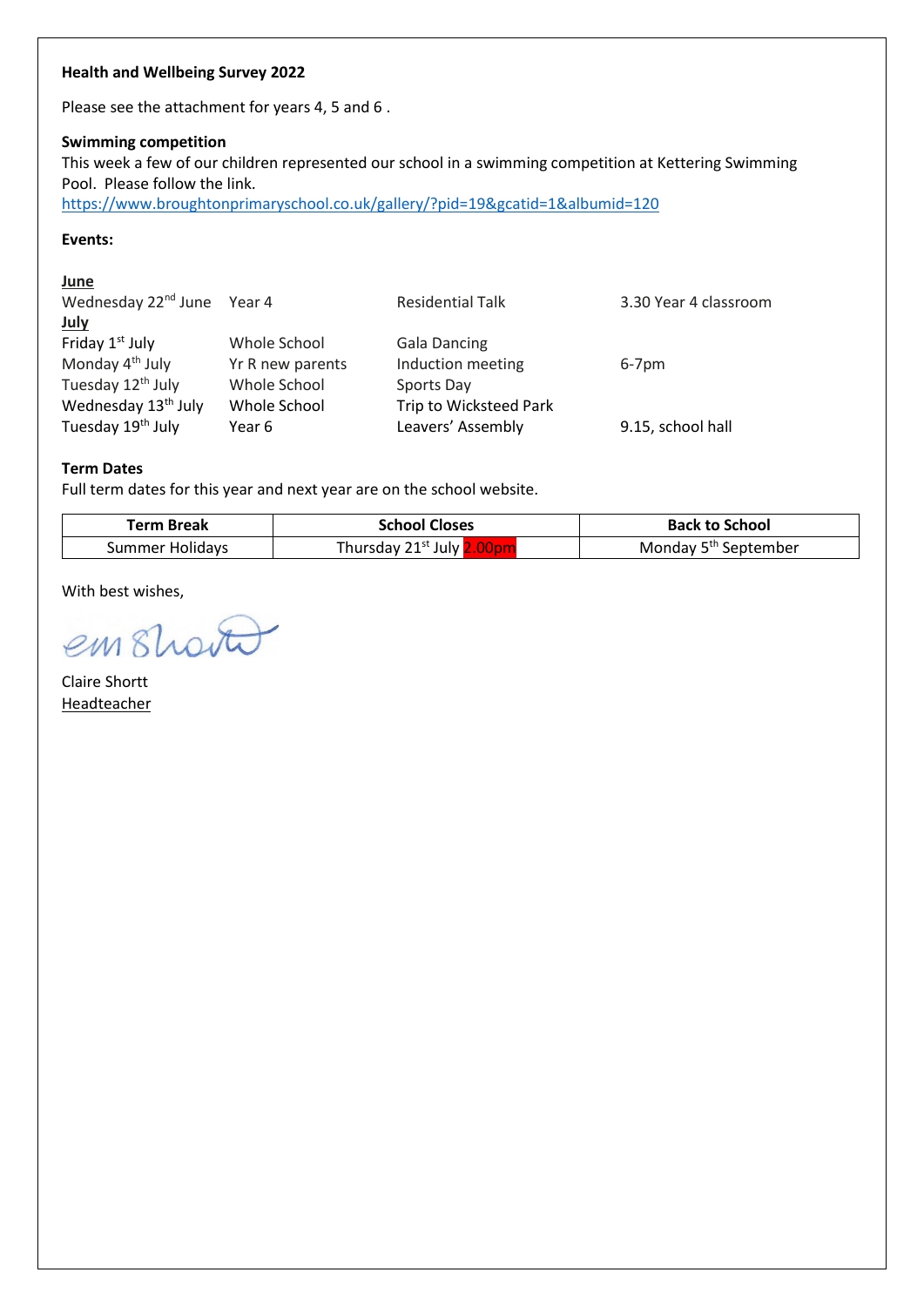**Health and Wellbeing Survey 2022**

Please see the attachment for years 4, 5 and 6 .

**Swimming competition**

This week a few of our children represented our school in a swimming competition at Kettering Swimming Pool. Please follow the link.
https://www.broughtonprimaryschool.co.uk/gallery/?pid=19&gcatid=1&albumid=120

**Events:**

| | | | |
|---|---|---|---|
| **June** | | | |
| Wednesday 22nd June | Year 4 | Residential Talk | 3.30 Year 4 classroom |
| **July** | | | |
| Friday 1st July | Whole School | Gala Dancing | |
| Monday 4th July | Yr R new parents | Induction meeting | 6-7pm |
| Tuesday 12th July | Whole School | Sports Day | |
| Wednesday 13th July | Whole School | Trip to Wicksteed Park | |
| Tuesday 19th July | Year 6 | Leavers' Assembly | 9.15, school hall |

**Term Dates**

Full term dates for this year and next year are on the school website.

| Term Break | School Closes | Back to School |
|---|---|---|
| Summer Holidays | Thursday 21st July 2.00pm | Monday 5th September |

With best wishes,

Claire Shortt
Headteacher